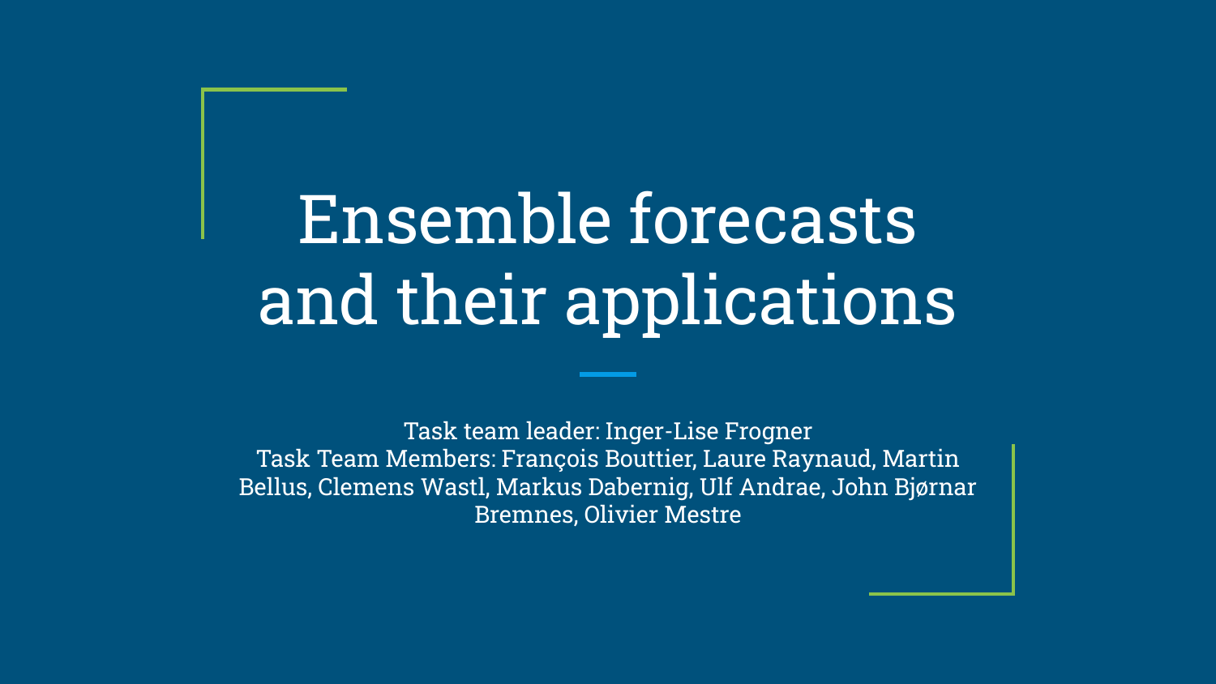# Ensemble forecasts and their applications

Task team leader: Inger-Lise Frogner
Task Team Members: François Bouttier, Laure Raynaud, Martin Bellus, Clemens Wastl, Markus Dabernig, Ulf Andrae, John Bjørnar Bremnes, Olivier Mestre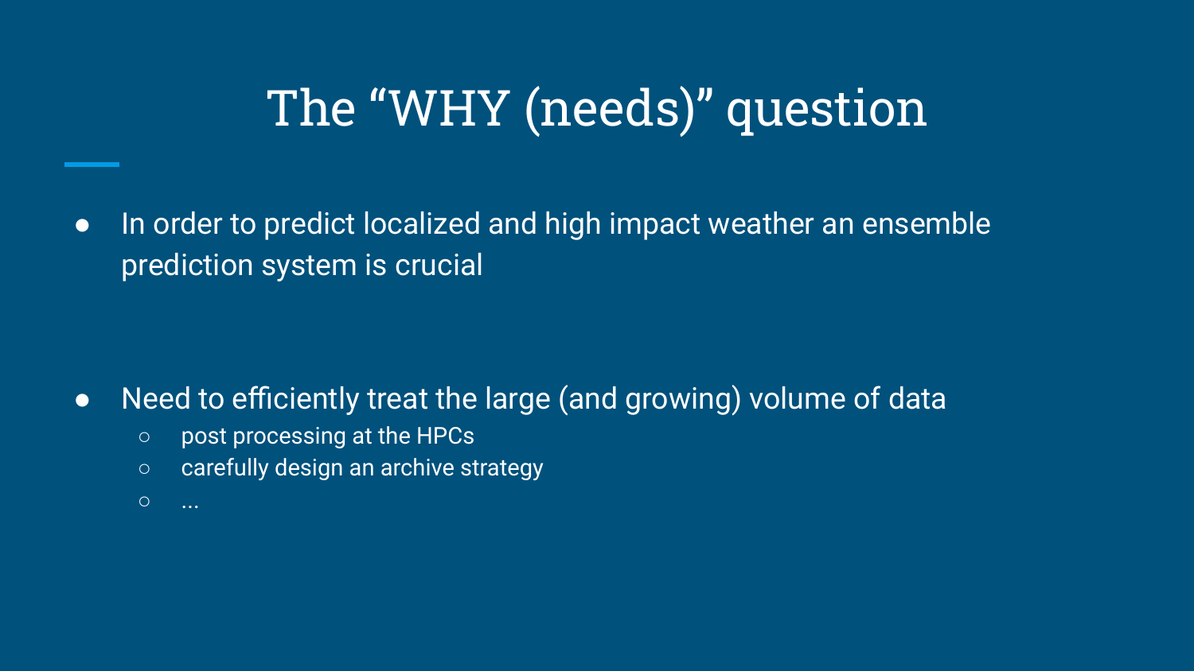# The “WHY (needs)” question

- In order to predict localized and high impact weather an ensemble prediction system is crucial

- Need to efficiently treat the large (and growing) volume of data
  - post processing at the HPCs
  - carefully design an archive strategy
  - ...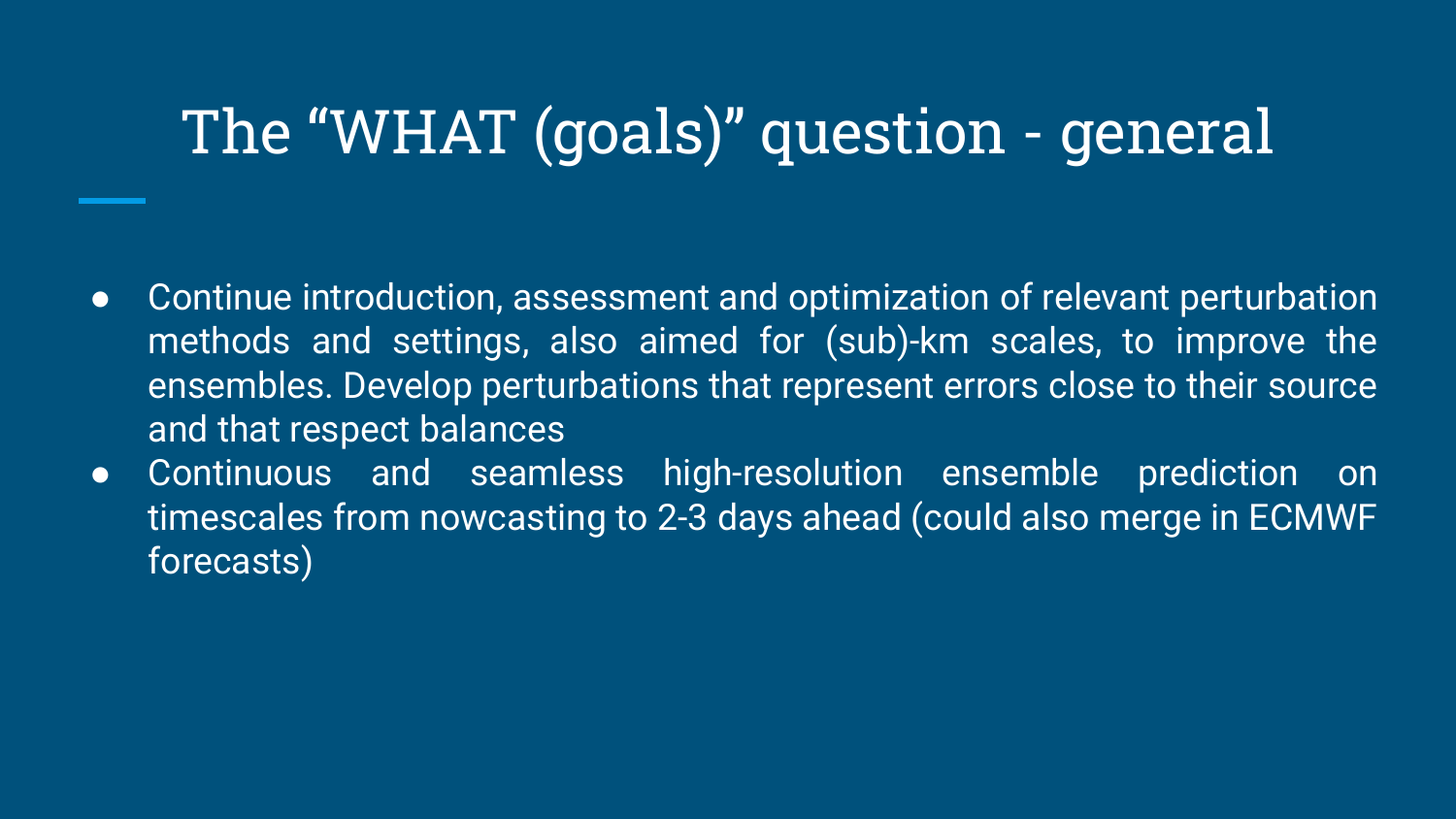# The “WHAT (goals)” question - general

- Continue introduction, assessment and optimization of relevant perturbation methods and settings, also aimed for (sub)-km scales, to improve the ensembles. Develop perturbations that represent errors close to their source and that respect balances
- Continuous and seamless high-resolution ensemble prediction on timescales from nowcasting to 2-3 days ahead (could also merge in ECMWF forecasts)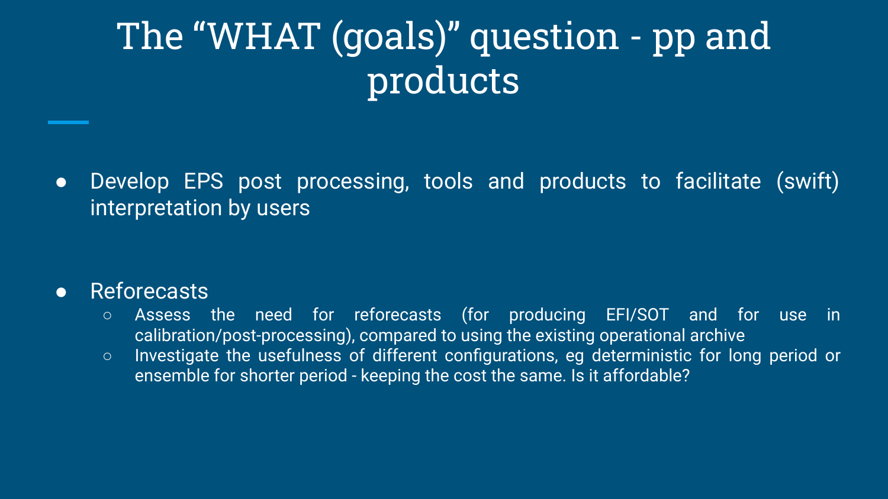# The “WHAT (goals)” question - pp and products

- Develop EPS post processing, tools and products to facilitate (swift) interpretation by users

- Reforecasts
  - Assess the need for reforecasts (for producing EFI/SOT and for use in calibration/post-processing), compared to using the existing operational archive
  - Investigate the usefulness of different configurations, eg deterministic for long period or ensemble for shorter period - keeping the cost the same. Is it affordable?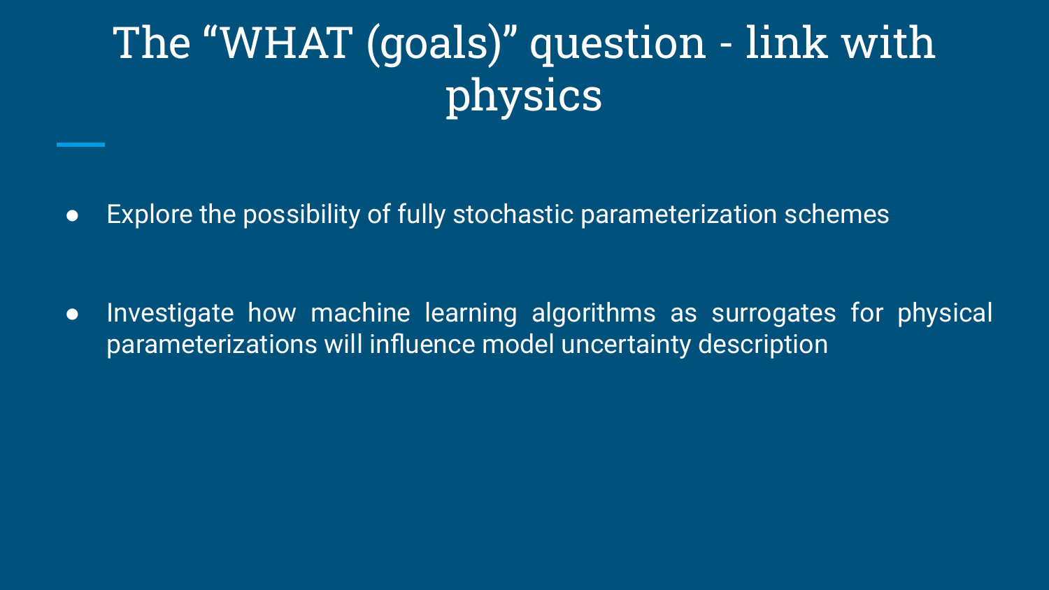# The “WHAT (goals)” question - link with physics

- Explore the possibility of fully stochastic parameterization schemes

- Investigate how machine learning algorithms as surrogates for physical parameterizations will influence model uncertainty description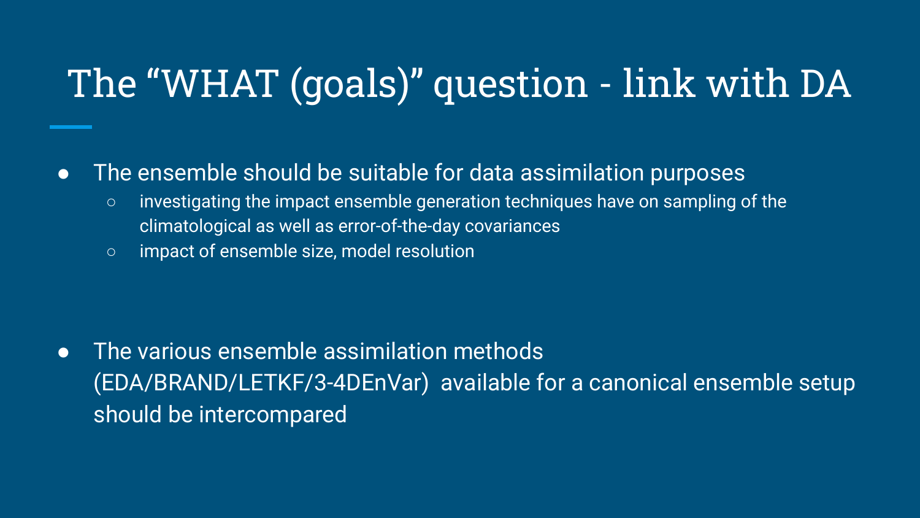# The “WHAT (goals)” question - link with DA

- The ensemble should be suitable for data assimilation purposes
  - investigating the impact ensemble generation techniques have on sampling of the climatological as well as error-of-the-day covariances
  - impact of ensemble size, model resolution

- The various ensemble assimilation methods (EDA/BRAND/LETKF/3-4DEnVar) available for a canonical ensemble setup should be intercompared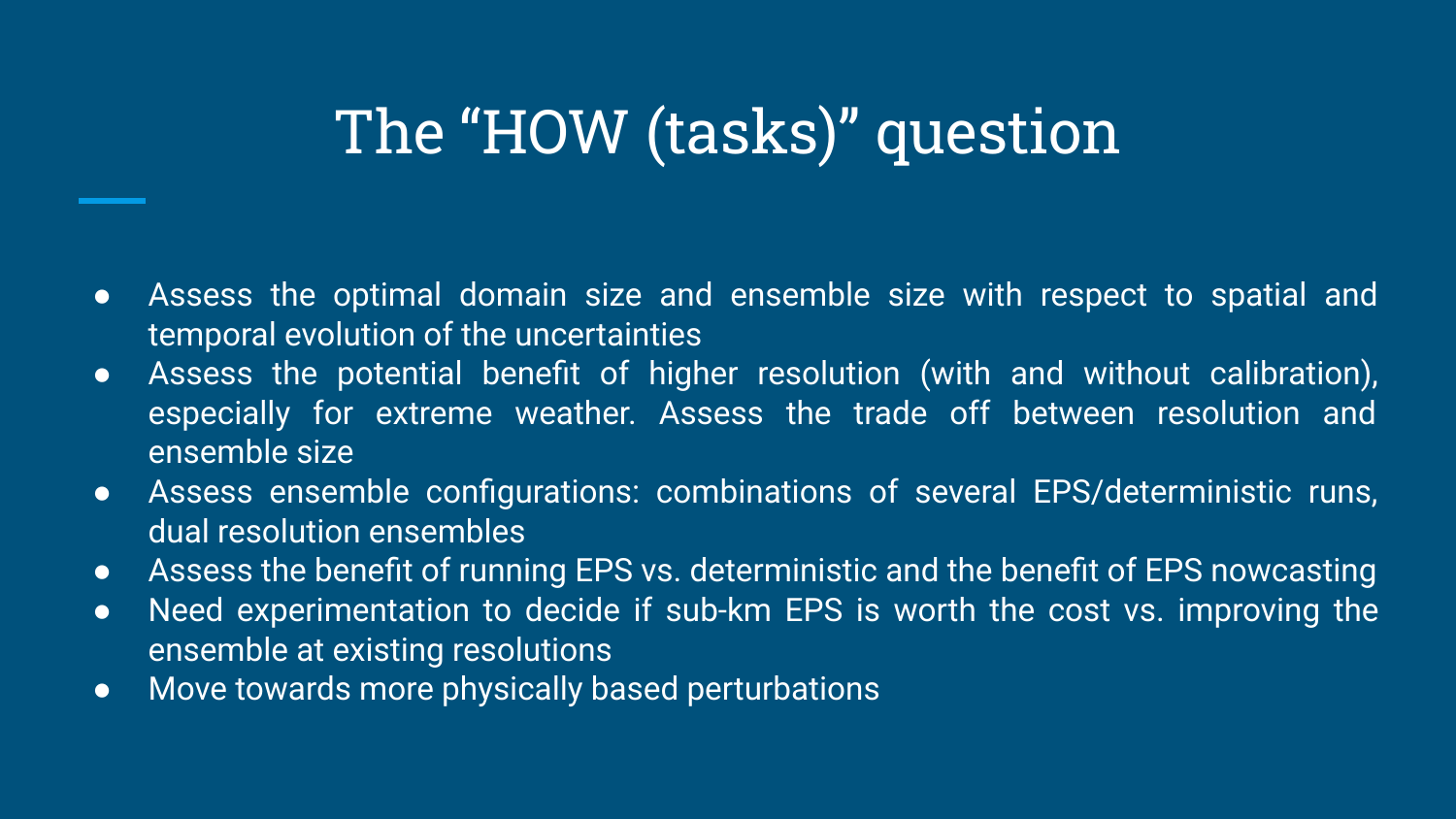# The "HOW (tasks)" question

- Assess the optimal domain size and ensemble size with respect to spatial and temporal evolution of the uncertainties
- Assess the potential benefit of higher resolution (with and without calibration), especially for extreme weather. Assess the trade off between resolution and ensemble size
- Assess ensemble configurations: combinations of several EPS/deterministic runs, dual resolution ensembles
- Assess the benefit of running EPS vs. deterministic and the benefit of EPS nowcasting
- Need experimentation to decide if sub-km EPS is worth the cost vs. improving the ensemble at existing resolutions
- Move towards more physically based perturbations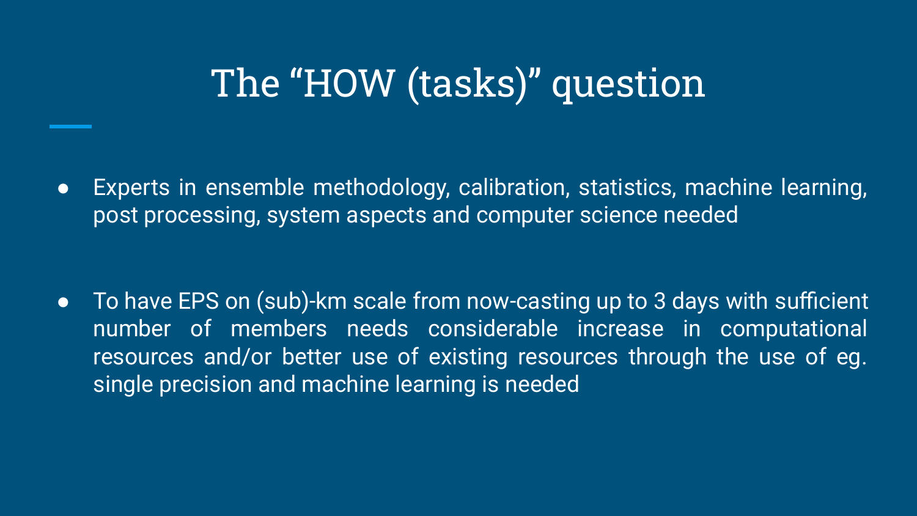# The “HOW (tasks)” question

- Experts in ensemble methodology, calibration, statistics, machine learning, post processing, system aspects and computer science needed

- To have EPS on (sub)-km scale from now-casting up to 3 days with sufficient number of members needs considerable increase in computational resources and/or better use of existing resources through the use of eg. single precision and machine learning is needed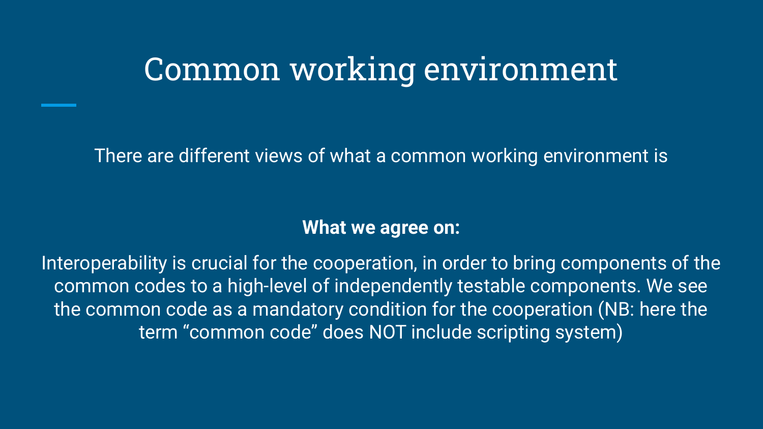# Common working environment

There are different views of what a common working environment is

**What we agree on:**

Interoperability is crucial for the cooperation, in order to bring components of the common codes to a high-level of independently testable components. We see the common code as a mandatory condition for the cooperation (NB: here the term “common code” does NOT include scripting system)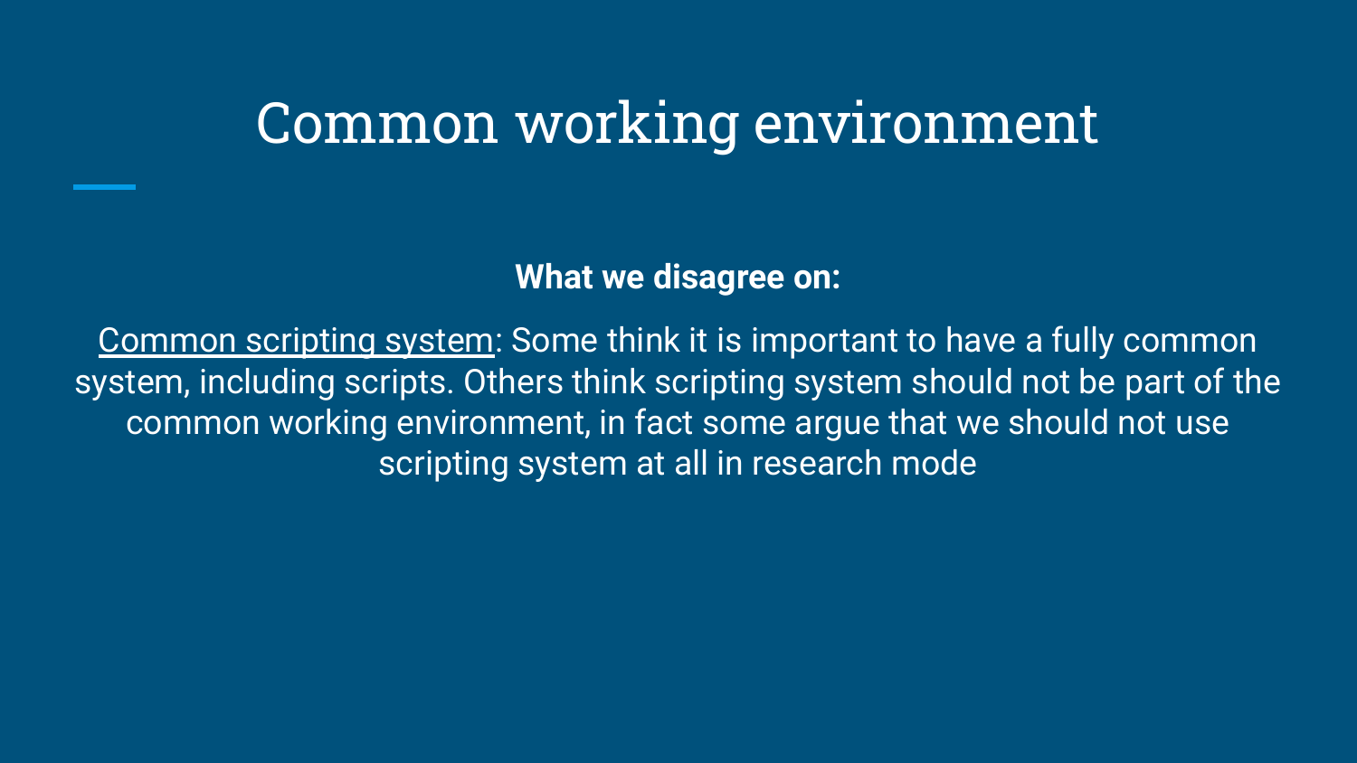# Common working environment

**What we disagree on:**

Common scripting system: Some think it is important to have a fully common system, including scripts. Others think scripting system should not be part of the common working environment, in fact some argue that we should not use scripting system at all in research mode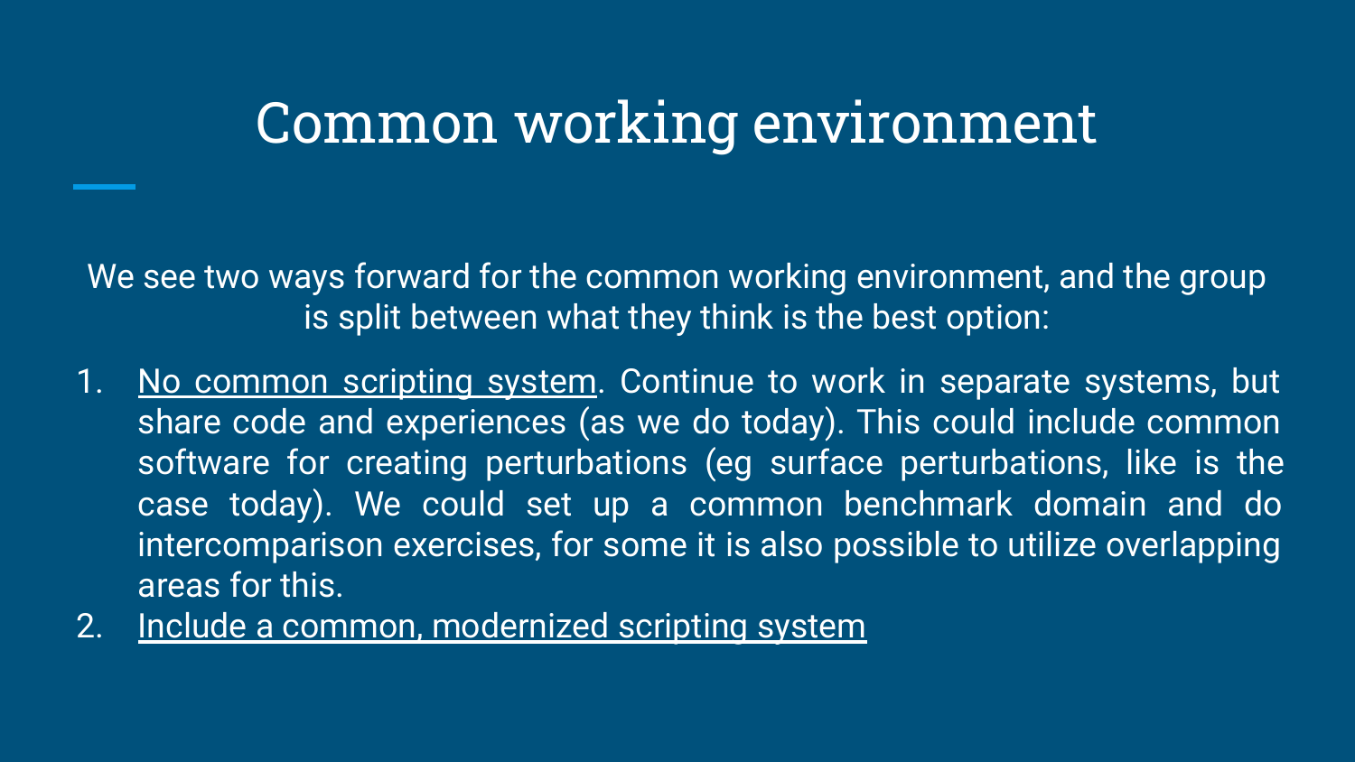# Common working environment

We see two ways forward for the common working environment, and the group is split between what they think is the best option:

1. <u>No common scripting system</u>. Continue to work in separate systems, but share code and experiences (as we do today). This could include common software for creating perturbations (eg surface perturbations, like is the case today). We could set up a common benchmark domain and do intercomparison exercises, for some it is also possible to utilize overlapping areas for this.
2. <u>Include a common, modernized scripting system</u>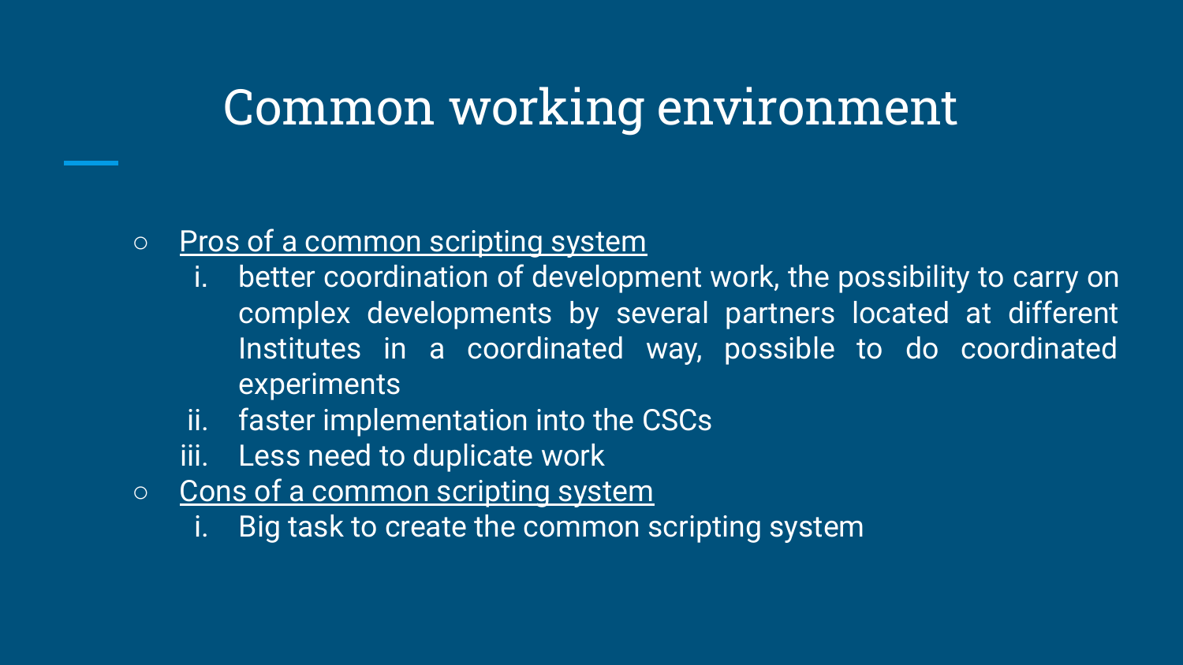# Common working environment

- Pros of a common scripting system
    1. better coordination of development work, the possibility to carry on complex developments by several partners located at different Institutes in a coordinated way, possible to do coordinated experiments
    2. faster implementation into the CSCs
    3. Less need to duplicate work
- Cons of a common scripting system
    1. Big task to create the common scripting system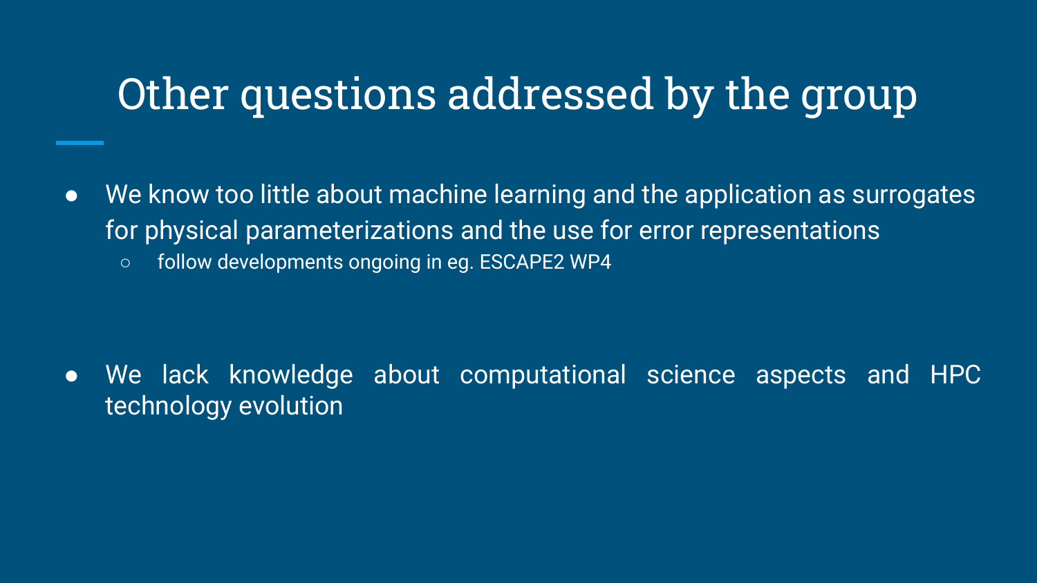# Other questions addressed by the group

- We know too little about machine learning and the application as surrogates for physical parameterizations and the use for error representations
  - follow developments ongoing in eg. ESCAPE2 WP4

- We lack knowledge about computational science aspects and HPC technology evolution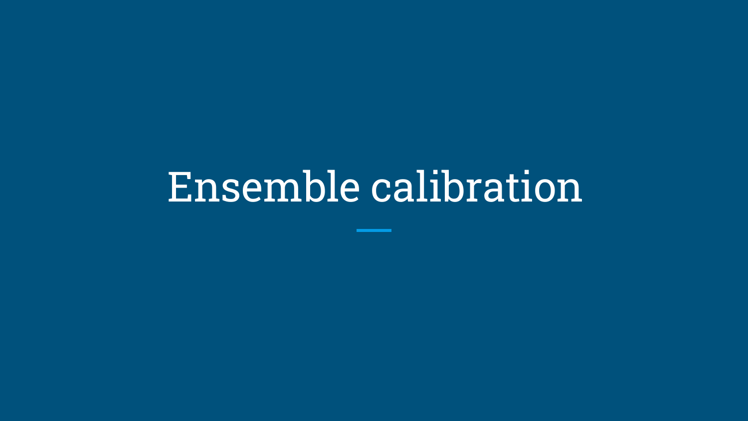# Ensemble calibration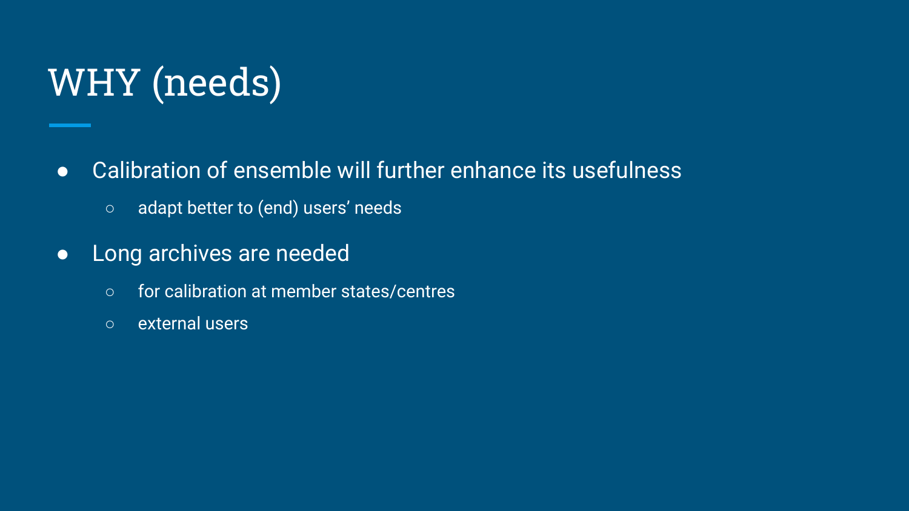# WHY (needs)

- Calibration of ensemble will further enhance its usefulness
  - adapt better to (end) users' needs
- Long archives are needed
  - for calibration at member states/centres
  - external users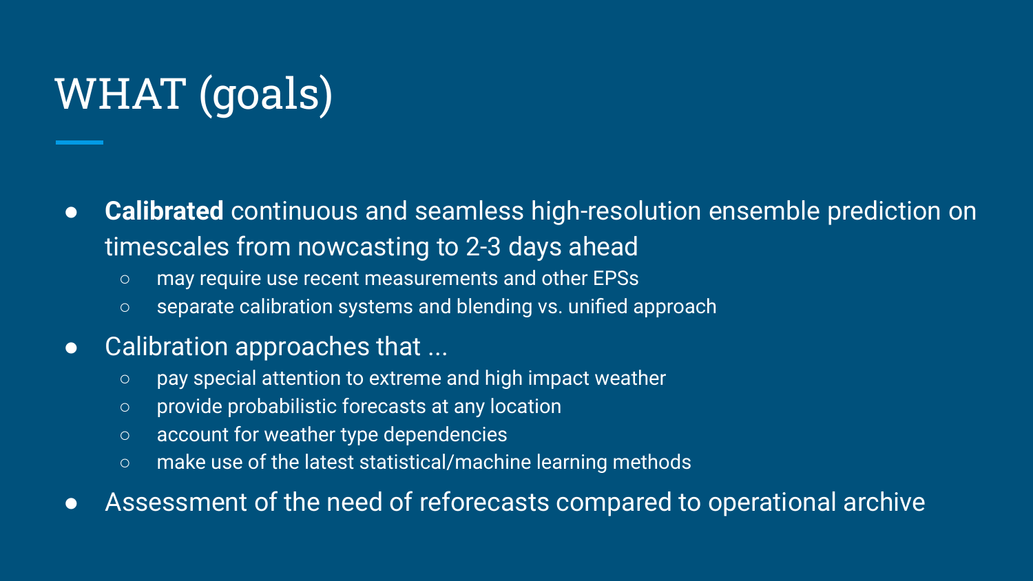# WHAT (goals)

- **Calibrated** continuous and seamless high-resolution ensemble prediction on timescales from nowcasting to 2-3 days ahead
  - may require use recent measurements and other EPSs
  - separate calibration systems and blending vs. unified approach
- Calibration approaches that ...
  - pay special attention to extreme and high impact weather
  - provide probabilistic forecasts at any location
  - account for weather type dependencies
  - make use of the latest statistical/machine learning methods
- Assessment of the need of reforecasts compared to operational archive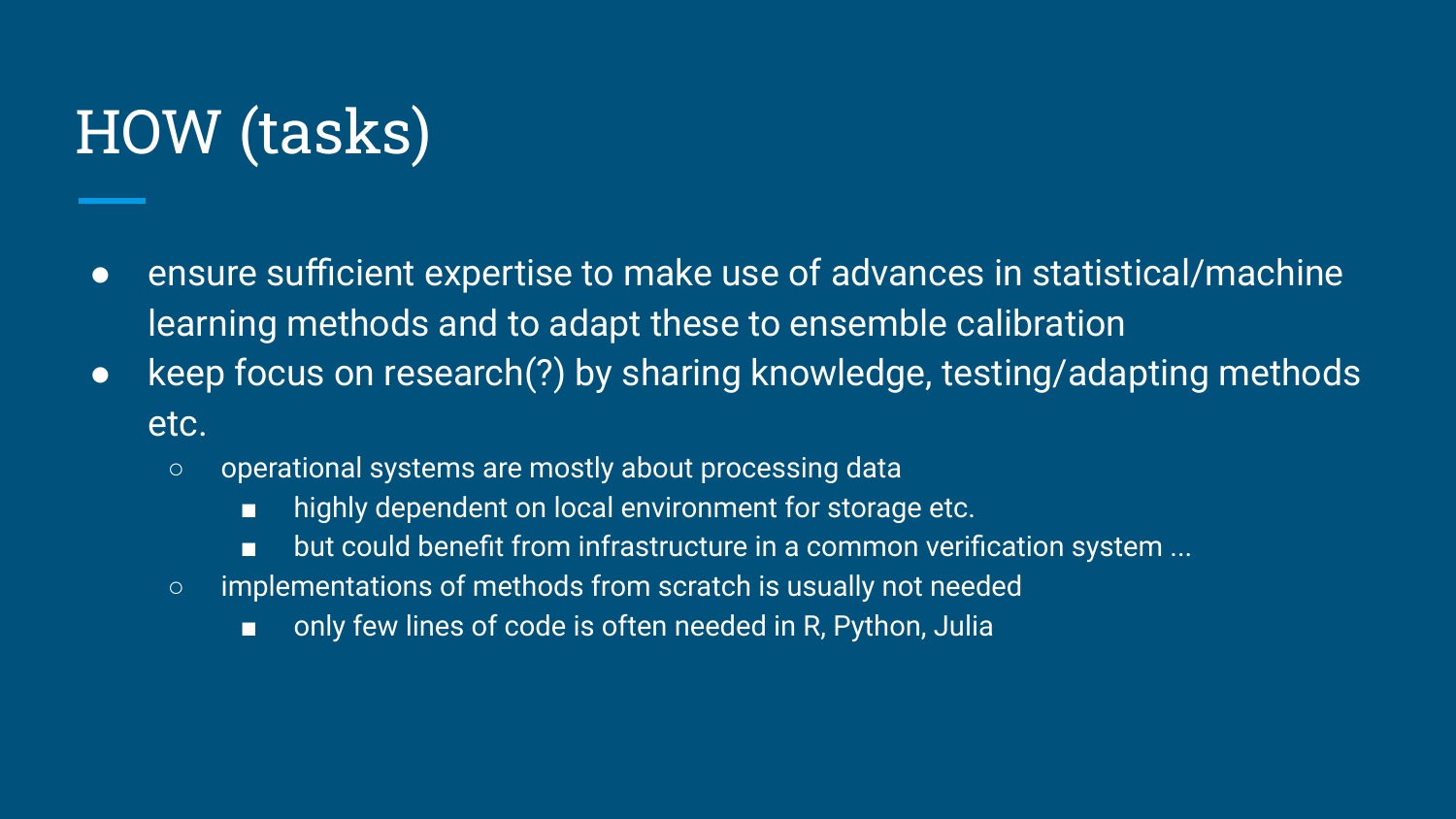# HOW (tasks)

- ensure sufficient expertise to make use of advances in statistical/machine learning methods and to adapt these to ensemble calibration
- keep focus on research(?) by sharing knowledge, testing/adapting methods etc.
  - operational systems are mostly about processing data
    - highly dependent on local environment for storage etc.
    - but could benefit from infrastructure in a common verification system ...
  - implementations of methods from scratch is usually not needed
    - only few lines of code is often needed in R, Python, Julia